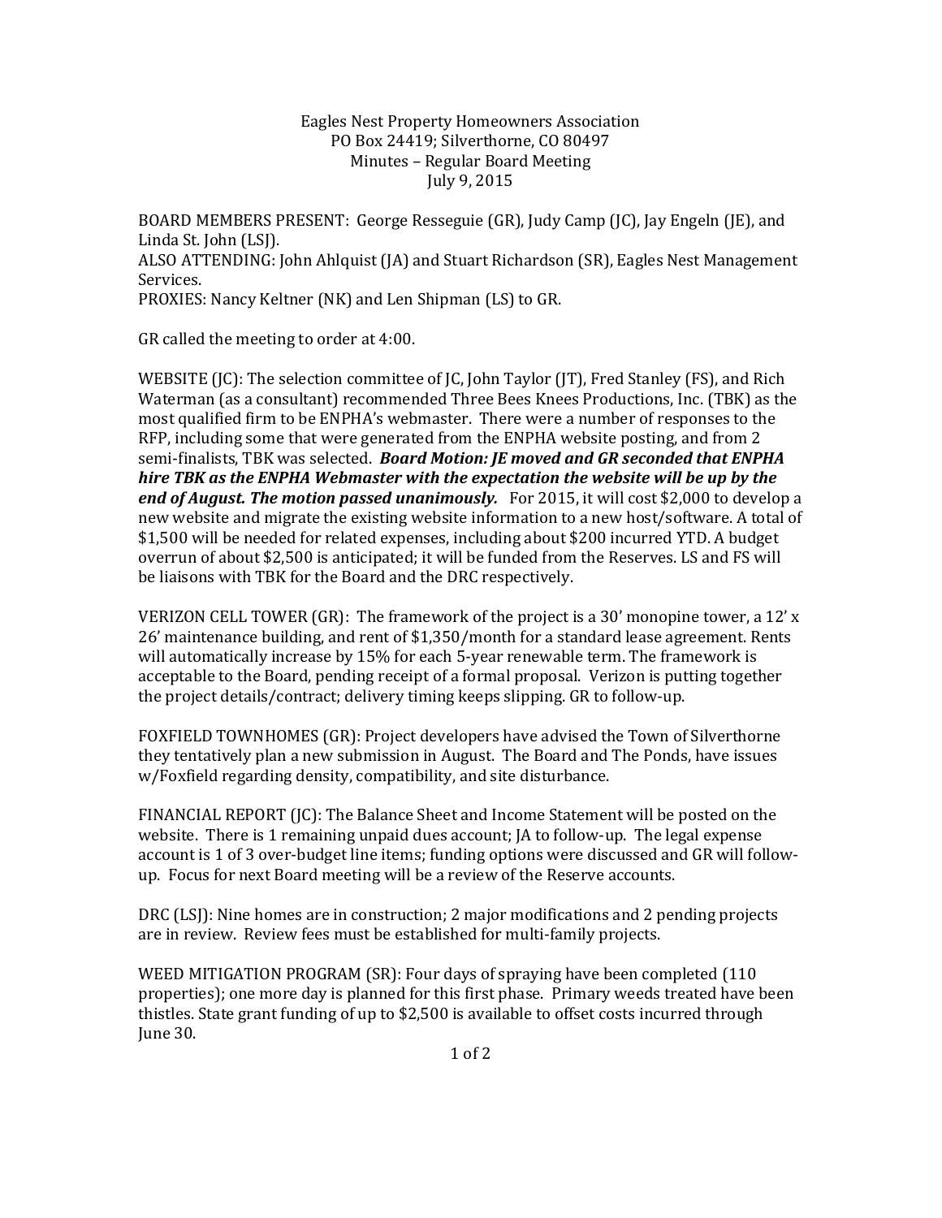Eagles Nest Property Homeowners Association
PO Box 24419; Silverthorne, CO 80497
Minutes – Regular Board Meeting
July 9, 2015

BOARD MEMBERS PRESENT: George Resseguie (GR), Judy Camp (JC), Jay Engeln (JE), and Linda St. John (LSJ).
ALSO ATTENDING: John Ahlquist (JA) and Stuart Richardson (SR), Eagles Nest Management Services.
PROXIES: Nancy Keltner (NK) and Len Shipman (LS) to GR.

GR called the meeting to order at 4:00.

WEBSITE (JC): The selection committee of JC, John Taylor (JT), Fred Stanley (FS), and Rich Waterman (as a consultant) recommended Three Bees Knees Productions, Inc. (TBK) as the most qualified firm to be ENPHA's webmaster. There were a number of responses to the RFP, including some that were generated from the ENPHA website posting, and from 2 semi-finalists, TBK was selected. ***Board Motion: JE moved and GR seconded that ENPHA hire TBK as the ENPHA Webmaster with the expectation the website will be up by the end of August. The motion passed unanimously.*** For 2015, it will cost $2,000 to develop a new website and migrate the existing website information to a new host/software. A total of $1,500 will be needed for related expenses, including about $200 incurred YTD. A budget overrun of about $2,500 is anticipated; it will be funded from the Reserves. LS and FS will be liaisons with TBK for the Board and the DRC respectively.

VERIZON CELL TOWER (GR): The framework of the project is a 30' monopine tower, a 12' x 26' maintenance building, and rent of $1,350/month for a standard lease agreement. Rents will automatically increase by 15% for each 5-year renewable term. The framework is acceptable to the Board, pending receipt of a formal proposal. Verizon is putting together the project details/contract; delivery timing keeps slipping. GR to follow-up.

FOXFIELD TOWNHOMES (GR): Project developers have advised the Town of Silverthorne they tentatively plan a new submission in August. The Board and The Ponds, have issues w/Foxfield regarding density, compatibility, and site disturbance.

FINANCIAL REPORT (JC): The Balance Sheet and Income Statement will be posted on the website. There is 1 remaining unpaid dues account; JA to follow-up. The legal expense account is 1 of 3 over-budget line items; funding options were discussed and GR will follow-up. Focus for next Board meeting will be a review of the Reserve accounts.

DRC (LSJ): Nine homes are in construction; 2 major modifications and 2 pending projects are in review. Review fees must be established for multi-family projects.

WEED MITIGATION PROGRAM (SR): Four days of spraying have been completed (110 properties); one more day is planned for this first phase. Primary weeds treated have been thistles. State grant funding of up to $2,500 is available to offset costs incurred through June 30.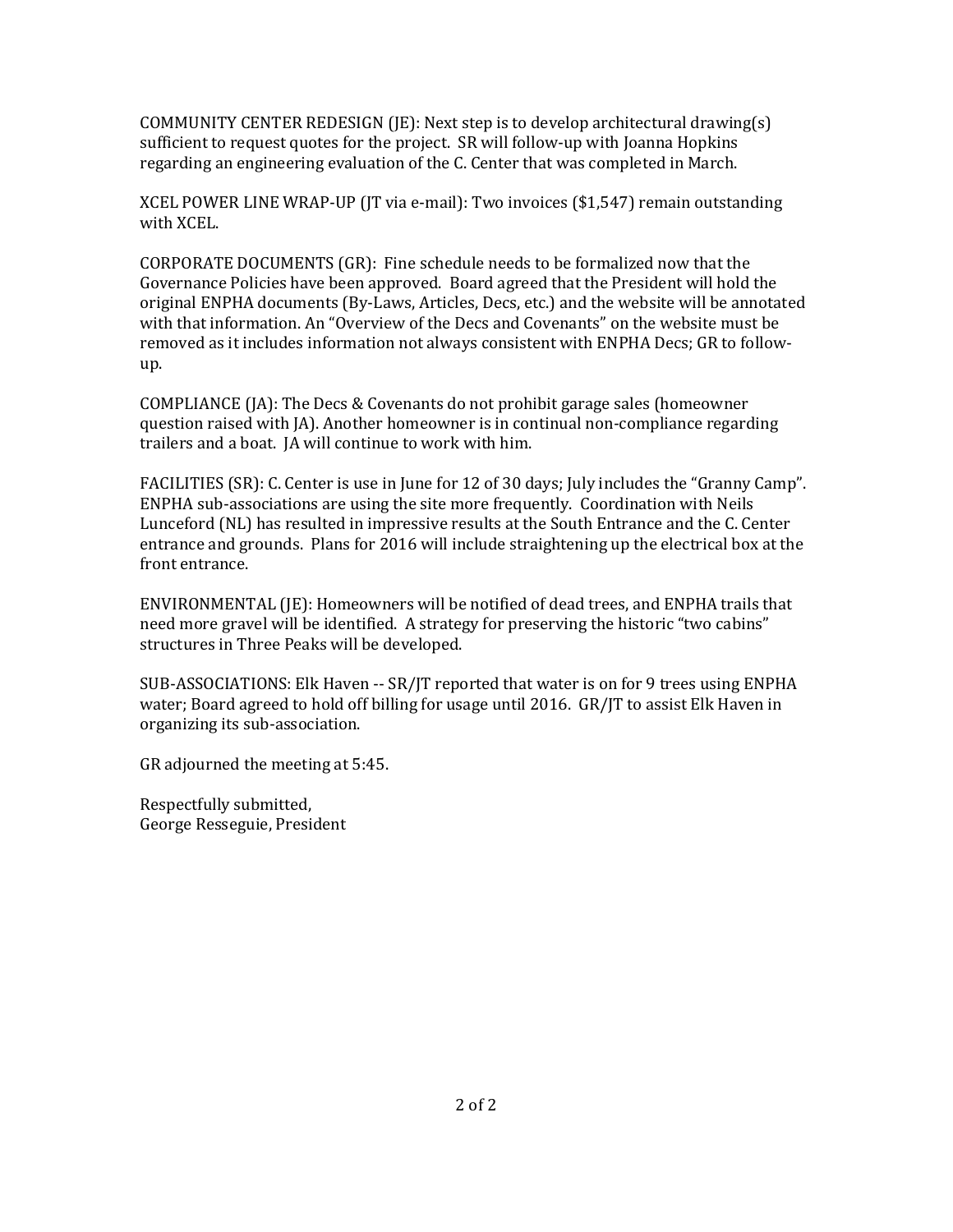COMMUNITY CENTER REDESIGN (JE): Next step is to develop architectural drawing(s) sufficient to request quotes for the project. SR will follow-up with Joanna Hopkins regarding an engineering evaluation of the C. Center that was completed in March.

XCEL POWER LINE WRAP-UP (JT via e-mail): Two invoices ($1,547) remain outstanding with XCEL.

CORPORATE DOCUMENTS (GR): Fine schedule needs to be formalized now that the Governance Policies have been approved. Board agreed that the President will hold the original ENPHA documents (By-Laws, Articles, Decs, etc.) and the website will be annotated with that information. An "Overview of the Decs and Covenants" on the website must be removed as it includes information not always consistent with ENPHA Decs; GR to follow-up.

COMPLIANCE (JA): The Decs & Covenants do not prohibit garage sales (homeowner question raised with JA). Another homeowner is in continual non-compliance regarding trailers and a boat. JA will continue to work with him.

FACILITIES (SR): C. Center is use in June for 12 of 30 days; July includes the "Granny Camp". ENPHA sub-associations are using the site more frequently. Coordination with Neils Lunceford (NL) has resulted in impressive results at the South Entrance and the C. Center entrance and grounds. Plans for 2016 will include straightening up the electrical box at the front entrance.

ENVIRONMENTAL (JE): Homeowners will be notified of dead trees, and ENPHA trails that need more gravel will be identified. A strategy for preserving the historic "two cabins" structures in Three Peaks will be developed.

SUB-ASSOCIATIONS: Elk Haven -- SR/JT reported that water is on for 9 trees using ENPHA water; Board agreed to hold off billing for usage until 2016. GR/JT to assist Elk Haven in organizing its sub-association.

GR adjourned the meeting at 5:45.

Respectfully submitted,
George Resseguie, President